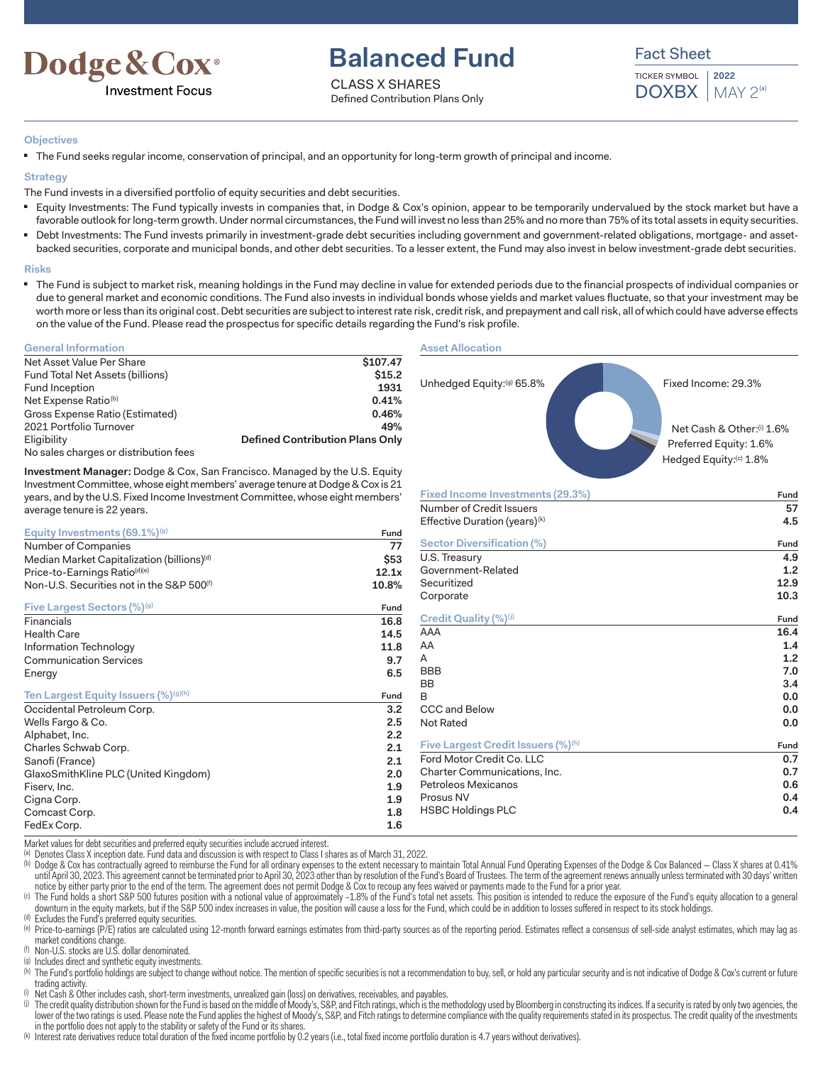Dodge & Cox®
Investment Focus

# Balanced Fund

CLASS X SHARES
Defined Contribution Plans Only

Fact Sheet

TICKER SYMBOL DOXBX | 2022 MAY 2[a]

## Objectives

- The Fund seeks regular income, conservation of principal, and an opportunity for long-term growth of principal and income.

## Strategy

The Fund invests in a diversified portfolio of equity securities and debt securities.

- Equity Investments: The Fund typically invests in companies that, in Dodge & Cox's opinion, appear to be temporarily undervalued by the stock market but have a favorable outlook for long-term growth. Under normal circumstances, the Fund will invest no less than 25% and no more than 75% of its total assets in equity securities.
- Debt Investments: The Fund invests primarily in investment-grade debt securities including government and government-related obligations, mortgage- and asset-backed securities, corporate and municipal bonds, and other debt securities. To a lesser extent, the Fund may also invest in below investment-grade debt securities.

## Risks

- The Fund is subject to market risk, meaning holdings in the Fund may decline in value for extended periods due to the financial prospects of individual companies or due to general market and economic conditions. The Fund also invests in individual bonds whose yields and market values fluctuate, so that your investment may be worth more or less than its original cost. Debt securities are subject to interest rate risk, credit risk, and prepayment and call risk, all of which could have adverse effects on the value of the Fund. Please read the prospectus for specific details regarding the Fund's risk profile.

## General Information

| | |
|---|---|
| Net Asset Value Per Share | **$107.47** |
| Fund Total Net Assets (billions) | **$15.2** |
| Fund Inception | **1931** |
| Net Expense Ratio[b] | **0.41%** |
| Gross Expense Ratio (Estimated) | **0.46%** |
| 2021 Portfolio Turnover | **49%** |
| Eligibility | **Defined Contribution Plans Only** |

No sales charges or distribution fees

**Investment Manager:** Dodge & Cox, San Francisco. Managed by the U.S. Equity Investment Committee, whose eight members' average tenure at Dodge & Cox is 21 years, and by the U.S. Fixed Income Investment Committee, whose eight members' average tenure is 22 years.

| Equity Investments (69.1%)[g] | Fund |
|---|---|
| Number of Companies | **77** |
| Median Market Capitalization (billions)[d] | **$53** |
| Price-to-Earnings Ratio[d][e] | **12.1x** |
| Non-U.S. Securities not in the S&P 500[f] | **10.8%** |

| Five Largest Sectors (%)[g] | Fund |
|---|---|
| Financials | **16.8** |
| Health Care | **14.5** |
| Information Technology | **11.8** |
| Communication Services | **9.7** |
| Energy | **6.5** |

| Ten Largest Equity Issuers (%)[g][h] | Fund |
|---|---|
| Occidental Petroleum Corp. | **3.2** |
| Wells Fargo & Co. | **2.5** |
| Alphabet, Inc. | **2.2** |
| Charles Schwab Corp. | **2.1** |
| Sanofi (France) | **2.1** |
| GlaxoSmithKline PLC (United Kingdom) | **2.0** |
| Fiserv, Inc. | **1.9** |
| Cigna Corp. | **1.9** |
| Comcast Corp. | **1.8** |
| FedEx Corp. | **1.6** |

## Asset Allocation

- Unhedged Equity:[g] 65.8%
- Fixed Income: 29.3%
- Net Cash & Other:[i] 1.6%
- Preferred Equity: 1.6%
- Hedged Equity:[c] 1.8%

| Fixed Income Investments (29.3%) | Fund |
|---|---|
| Number of Credit Issuers | **57** |
| Effective Duration (years)[k] | **4.5** |

| Sector Diversification (%) | Fund |
|---|---|
| U.S. Treasury | **4.9** |
| Government-Related | **1.2** |
| Securitized | **12.9** |
| Corporate | **10.3** |

| Credit Quality (%)[j] | Fund |
|---|---|
| AAA | **16.4** |
| AA | **1.4** |
| A | **1.2** |
| BBB | **7.0** |
| BB | **3.4** |
| B | **0.0** |
| CCC and Below | **0.0** |
| Not Rated | **0.0** |

| Five Largest Credit Issuers (%)[h] | Fund |
|---|---|
| Ford Motor Credit Co. LLC | **0.7** |
| Charter Communications, Inc. | **0.7** |
| Petroleos Mexicanos | **0.6** |
| Prosus NV | **0.4** |
| HSBC Holdings PLC | **0.4** |

Market values for debt securities and preferred equity securities include accrued interest.

[a] Denotes Class X inception date. Fund data and discussion is with respect to Class I shares as of March 31, 2022.

[b] Dodge & Cox has contractually agreed to reimburse the Fund for all ordinary expenses to the extent necessary to maintain Total Annual Fund Operating Expenses of the Dodge & Cox Balanced — Class X shares at 0.41% until April 30, 2023. This agreement cannot be terminated prior to April 30, 2023 other than by resolution of the Fund's Board of Trustees. The term of the agreement renews annually unless terminated with 30 days' written notice by either party prior to the end of the term. The agreement does not permit Dodge & Cox to recoup any fees waived or payments made to the Fund for a prior year.

[c] The Fund holds a short S&P 500 futures position with a notional value of approximately −1.8% of the Fund's total net assets. This position is intended to reduce the exposure of the Fund's equity allocation to a general downturn in the equity markets, but if the S&P 500 index increases in value, the position will cause a loss for the Fund, which could be in addition to losses suffered in respect to its stock holdings.

[d] Excludes the Fund's preferred equity securities.

[e] Price-to-earnings (P/E) ratios are calculated using 12-month forward earnings estimates from third-party sources as of the reporting period. Estimates reflect a consensus of sell-side analyst estimates, which may lag as market conditions change.

[f] Non-U.S. stocks are U.S. dollar denominated.

[g] Includes direct and synthetic equity investments.

[h] The Fund's portfolio holdings are subject to change without notice. The mention of specific securities is not a recommendation to buy, sell, or hold any particular security and is not indicative of Dodge & Cox's current or future trading activity.

[i] Net Cash & Other includes cash, short-term investments, unrealized gain (loss) on derivatives, receivables, and payables.

[j] The credit quality distribution shown for the Fund is based on the middle of Moody's, S&P, and Fitch ratings, which is the methodology used by Bloomberg in constructing its indices. If a security is rated by only two agencies, the lower of the two ratings is used. Please note the Fund applies the highest of Moody's, S&P, and Fitch ratings to determine compliance with the quality requirements stated in its prospectus. The credit quality of the investments in the portfolio does not apply to the stability or safety of the Fund or its shares.

[k] Interest rate derivatives reduce total duration of the fixed income portfolio by 0.2 years (i.e., total fixed income portfolio duration is 4.7 years without derivatives).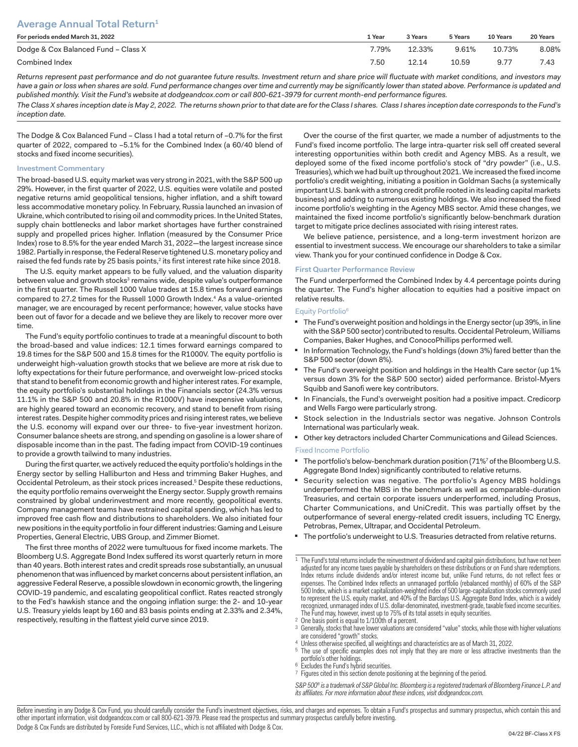## Average Annual Total Return[1]

| For periods ended March 31, 2022 | 1 Year | 3 Years | 5 Years | 10 Years | 20 Years |
|---|---|---|---|---|---|
| Dodge & Cox Balanced Fund – Class X | 7.79% | 12.33% | 9.61% | 10.73% | 8.08% |
| Combined Index | 7.50 | 12.14 | 10.59 | 9.77 | 7.43 |

*Returns represent past performance and do not guarantee future results. Investment return and share price will fluctuate with market conditions, and investors may have a gain or loss when shares are sold. Fund performance changes over time and currently may be significantly lower than stated above. Performance is updated and published monthly. Visit the Fund's website at dodgeandcox.com or call 800-621-3979 for current month-end performance figures.*

*The Class X shares inception date is May 2, 2022. The returns shown prior to that date are for the Class I shares. Class I shares inception date corresponds to the Fund's inception date.*

The Dodge & Cox Balanced Fund – Class I had a total return of –0.7% for the first quarter of 2022, compared to –5.1% for the Combined Index (a 60/40 blend of stocks and fixed income securities).

### Investment Commentary

The broad-based U.S. equity market was very strong in 2021, with the S&P 500 up 29%. However, in the first quarter of 2022, U.S. equities were volatile and posted negative returns amid geopolitical tensions, higher inflation, and a shift toward less accommodative monetary policy. In February, Russia launched an invasion of Ukraine, which contributed to rising oil and commodity prices. In the United States, supply chain bottlenecks and labor market shortages have further constrained supply and propelled prices higher. Inflation (measured by the Consumer Price Index) rose to 8.5% for the year ended March 31, 2022—the largest increase since 1982. Partially in response, the Federal Reserve tightened U.S. monetary policy and raised the fed funds rate by 25 basis points,[2] its first interest rate hike since 2018.

The U.S. equity market appears to be fully valued, and the valuation disparity between value and growth stocks[3] remains wide, despite value's outperformance in the first quarter. The Russell 1000 Value trades at 15.8 times forward earnings compared to 27.2 times for the Russell 1000 Growth Index.[4] As a value-oriented manager, we are encouraged by recent performance; however, value stocks have been out of favor for a decade and we believe they are likely to recover more over time.

The Fund's equity portfolio continues to trade at a meaningful discount to both the broad-based and value indices: 12.1 times forward earnings compared to 19.8 times for the S&P 500 and 15.8 times for the R1000V. The equity portfolio is underweight high-valuation growth stocks that we believe are more at risk due to lofty expectations for their future performance, and overweight low-priced stocks that stand to benefit from economic growth and higher interest rates. For example, the equity portfolio's substantial holdings in the Financials sector (24.3% versus 11.1% in the S&P 500 and 20.8% in the R1000V) have inexpensive valuations, are highly geared toward an economic recovery, and stand to benefit from rising interest rates. Despite higher commodity prices and rising interest rates, we believe the U.S. economy will expand over our three- to five-year investment horizon. Consumer balance sheets are strong, and spending on gasoline is a lower share of disposable income than in the past. The fading impact from COVID-19 continues to provide a growth tailwind to many industries.

During the first quarter, we actively reduced the equity portfolio's holdings in the Energy sector by selling Halliburton and Hess and trimming Baker Hughes, and Occidental Petroleum, as their stock prices increased.[5] Despite these reductions, the equity portfolio remains overweight the Energy sector. Supply growth remains constrained by global underinvestment and more recently, geopolitical events. Company management teams have restrained capital spending, which has led to improved free cash flow and distributions to shareholders. We also initiated four new positions in the equity portfolio in four different industries: Gaming and Leisure Properties, General Electric, UBS Group, and Zimmer Biomet.

The first three months of 2022 were tumultuous for fixed income markets. The Bloomberg U.S. Aggregate Bond Index suffered its worst quarterly return in more than 40 years. Both interest rates and credit spreads rose substantially, an unusual phenomenon that was influenced by market concerns about persistent inflation, an aggressive Federal Reserve, a possible slowdown in economic growth, the lingering COVID-19 pandemic, and escalating geopolitical conflict. Rates reacted strongly to the Fed's hawkish stance and the ongoing inflation surge: the 2- and 10-year U.S. Treasury yields leapt by 160 and 83 basis points ending at 2.33% and 2.34%, respectively, resulting in the flattest yield curve since 2019.

Over the course of the first quarter, we made a number of adjustments to the Fund's fixed income portfolio. The large intra-quarter risk sell off created several interesting opportunities within both credit and Agency MBS. As a result, we deployed some of the fixed income portfolio's stock of "dry powder" (i.e., U.S. Treasuries), which we had built up throughout 2021. We increased the fixed income portfolio's credit weighting, initiating a position in Goldman Sachs (a systemically important U.S. bank with a strong credit profile rooted in its leading capital markets business) and adding to numerous existing holdings. We also increased the fixed income portfolio's weighting in the Agency MBS sector. Amid these changes, we maintained the fixed income portfolio's significantly below-benchmark duration target to mitigate price declines associated with rising interest rates.

We believe patience, persistence, and a long-term investment horizon are essential to investment success. We encourage our shareholders to take a similar view. Thank you for your continued confidence in Dodge & Cox.

### First Quarter Performance Review

The Fund underperformed the Combined Index by 4.4 percentage points during the quarter. The Fund's higher allocation to equities had a positive impact on relative results.

#### Equity Portfolio[6]

- The Fund's overweight position and holdings in the Energy sector (up 39%, in line with the S&P 500 sector) contributed to results. Occidental Petroleum, Williams Companies, Baker Hughes, and ConocoPhillips performed well.
- In Information Technology, the Fund's holdings (down 3%) fared better than the S&P 500 sector (down 8%).
- The Fund's overweight position and holdings in the Health Care sector (up 1% versus down 3% for the S&P 500 sector) aided performance. Bristol-Myers Squibb and Sanofi were key contributors.
- In Financials, the Fund's overweight position had a positive impact. Credicorp and Wells Fargo were particularly strong.
- Stock selection in the Industrials sector was negative. Johnson Controls International was particularly weak.
- Other key detractors included Charter Communications and Gilead Sciences.

#### Fixed Income Portfolio

- The portfolio's below-benchmark duration position (71%[7] of the Bloomberg U.S. Aggregate Bond Index) significantly contributed to relative returns.
- Security selection was negative. The portfolio's Agency MBS holdings underperformed the MBS in the benchmark as well as comparable-duration Treasuries, and certain corporate issuers underperformed, including Prosus, Charter Communications, and UniCredit. This was partially offset by the outperformance of several energy-related credit issuers, including TC Energy, Petrobras, Pemex, Ultrapar, and Occidental Petroleum.
- The portfolio's underweight to U.S. Treasuries detracted from relative returns.

---

[1] The Fund's total returns include the reinvestment of dividend and capital gain distributions, but have not been adjusted for any income taxes payable by shareholders on these distributions or on Fund share redemptions. Index returns include dividends and/or interest income but, unlike Fund returns, do not reflect fees or expenses. The Combined Index reflects an unmanaged portfolio (rebalanced monthly) of 60% of the S&P 500 Index, which is a market capitalization-weighted index of 500 large-capitalization stocks commonly used to represent the U.S. equity market, and 40% of the Barclays U.S. Aggregate Bond Index, which is a widely recognized, unmanaged index of U.S. dollar-denominated, investment-grade, taxable fixed income securities. The Fund may, however, invest up to 75% of its total assets in equity securities.

[2] One basis point is equal to 1/100th of a percent.

[3] Generally, stocks that have lower valuations are considered "value" stocks, while those with higher valuations are considered "growth" stocks.

[4] Unless otherwise specified, all weightings and characteristics are as of March 31, 2022.

[5] The use of specific examples does not imply that they are more or less attractive investments than the portfolio's other holdings.

[6] Excludes the Fund's hybrid securities.

[7] Figures cited in this section denote positioning at the beginning of the period.

*S&P 500® is a trademark of S&P Global Inc. Bloomberg is a registered trademark of Bloomberg Finance L.P. and its affiliates. For more information about these indices, visit dodgeandcox.com.*

Before investing in any Dodge & Cox Fund, you should carefully consider the Fund's investment objectives, risks, and charges and expenses. To obtain a Fund's prospectus and summary prospectus, which contain this and other important information, visit dodgeandcox.com or call 800-621-3979. Please read the prospectus and summary prospectus carefully before investing.

Dodge & Cox Funds are distributed by Foreside Fund Services, LLC., which is not affiliated with Dodge & Cox.

04/22 BF-Class X FS